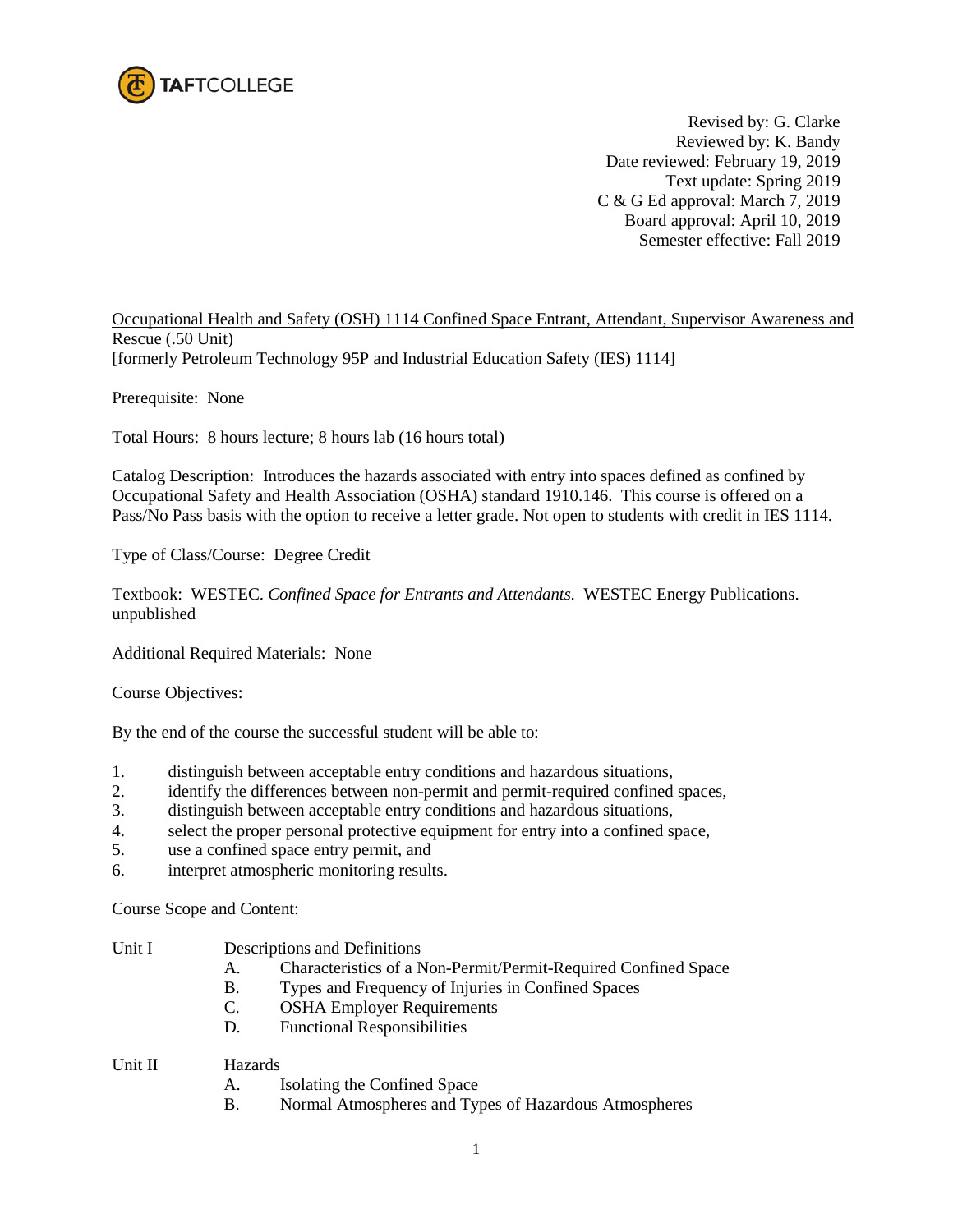TAFTCOLLEGE

Revised by: G. Clarke
Reviewed by: K. Bandy
Date reviewed: February 19, 2019
Text update: Spring 2019
C & G Ed approval: March 7, 2019
Board approval: April 10, 2019
Semester effective: Fall 2019

Occupational Health and Safety (OSH) 1114 Confined Space Entrant, Attendant, Supervisor Awareness and Rescue (.50 Unit)
[formerly Petroleum Technology 95P and Industrial Education Safety (IES) 1114]

Prerequisite: None

Total Hours: 8 hours lecture; 8 hours lab (16 hours total)

Catalog Description: Introduces the hazards associated with entry into spaces defined as confined by Occupational Safety and Health Association (OSHA) standard 1910.146. This course is offered on a Pass/No Pass basis with the option to receive a letter grade. Not open to students with credit in IES 1114.

Type of Class/Course: Degree Credit

Textbook: WESTEC. *Confined Space for Entrants and Attendants.* WESTEC Energy Publications. unpublished

Additional Required Materials: None

Course Objectives:

By the end of the course the successful student will be able to:

1. distinguish between acceptable entry conditions and hazardous situations,
2. identify the differences between non-permit and permit-required confined spaces,
3. distinguish between acceptable entry conditions and hazardous situations,
4. select the proper personal protective equipment for entry into a confined space,
5. use a confined space entry permit, and
6. interpret atmospheric monitoring results.

Course Scope and Content:

Unit I Descriptions and Definitions

- A. Characteristics of a Non-Permit/Permit-Required Confined Space
- B. Types and Frequency of Injuries in Confined Spaces
- C. OSHA Employer Requirements
- D. Functional Responsibilities

Unit II Hazards

- A. Isolating the Confined Space
- B. Normal Atmospheres and Types of Hazardous Atmospheres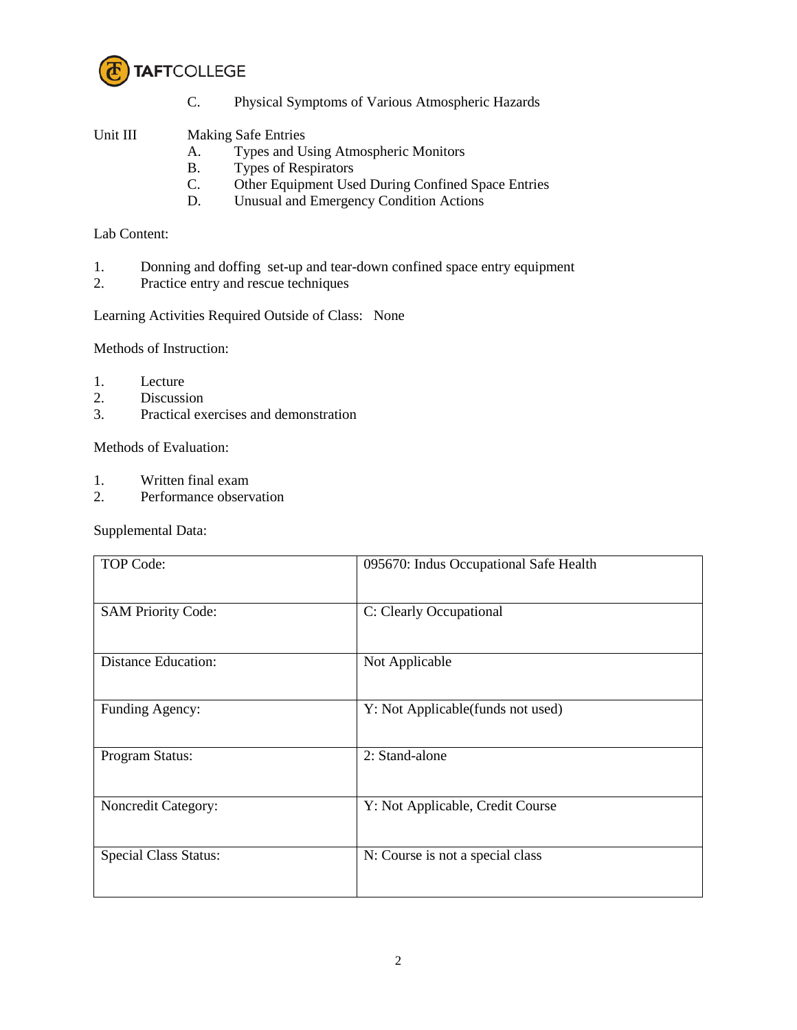C. Physical Symptoms of Various Atmospheric Hazards

Unit III Making Safe Entries

A. Types and Using Atmospheric Monitors
B. Types of Respirators
C. Other Equipment Used During Confined Space Entries
D. Unusual and Emergency Condition Actions

Lab Content:

1. Donning and doffing set-up and tear-down confined space entry equipment
2. Practice entry and rescue techniques

Learning Activities Required Outside of Class: None

Methods of Instruction:

1. Lecture
2. Discussion
3. Practical exercises and demonstration

Methods of Evaluation:

1. Written final exam
2. Performance observation

Supplemental Data:

| | |
|---|---|
| TOP Code: | 095670: Indus Occupational Safe Health |
| SAM Priority Code: | C: Clearly Occupational |
| Distance Education: | Not Applicable |
| Funding Agency: | Y: Not Applicable(funds not used) |
| Program Status: | 2: Stand-alone |
| Noncredit Category: | Y: Not Applicable, Credit Course |
| Special Class Status: | N: Course is not a special class |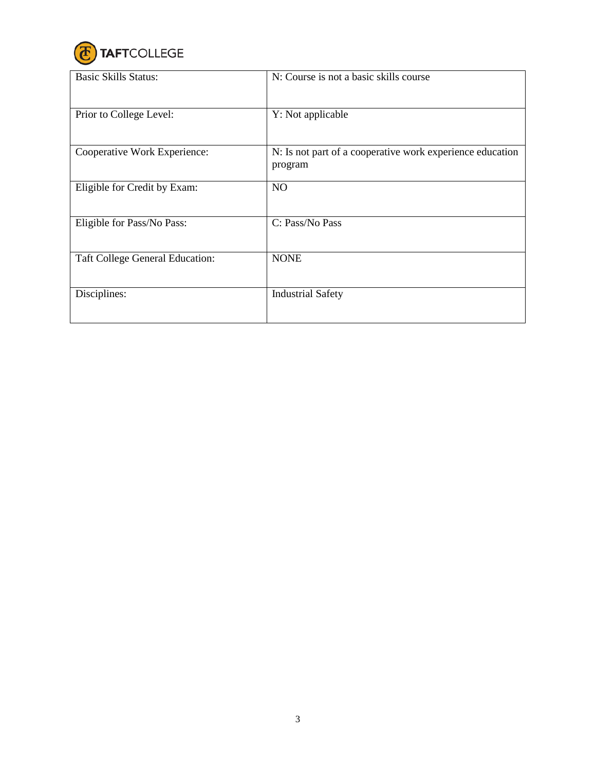| | |
|---|---|
| Basic Skills Status: | N: Course is not a basic skills course |
| Prior to College Level: | Y: Not applicable |
| Cooperative Work Experience: | N: Is not part of a cooperative work experience education program |
| Eligible for Credit by Exam: | NO |
| Eligible for Pass/No Pass: | C: Pass/No Pass |
| Taft College General Education: | NONE |
| Disciplines: | Industrial Safety |